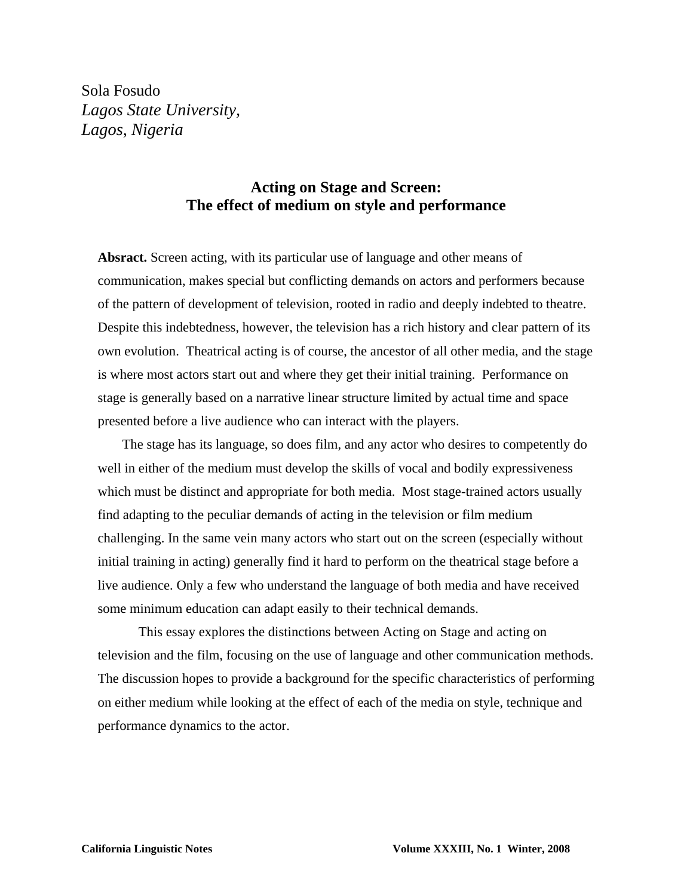Sola Fosudo
*Lagos State University,*
*Lagos, Nigeria*

# Acting on Stage and Screen: The effect of medium on style and performance

**Absract.** Screen acting, with its particular use of language and other means of communication, makes special but conflicting demands on actors and performers because of the pattern of development of television, rooted in radio and deeply indebted to theatre. Despite this indebtedness, however, the television has a rich history and clear pattern of its own evolution. Theatrical acting is of course, the ancestor of all other media, and the stage is where most actors start out and where they get their initial training. Performance on stage is generally based on a narrative linear structure limited by actual time and space presented before a live audience who can interact with the players.

The stage has its language, so does film, and any actor who desires to competently do well in either of the medium must develop the skills of vocal and bodily expressiveness which must be distinct and appropriate for both media. Most stage-trained actors usually find adapting to the peculiar demands of acting in the television or film medium challenging. In the same vein many actors who start out on the screen (especially without initial training in acting) generally find it hard to perform on the theatrical stage before a live audience. Only a few who understand the language of both media and have received some minimum education can adapt easily to their technical demands.

This essay explores the distinctions between Acting on Stage and acting on television and the film, focusing on the use of language and other communication methods. The discussion hopes to provide a background for the specific characteristics of performing on either medium while looking at the effect of each of the media on style, technique and performance dynamics to the actor.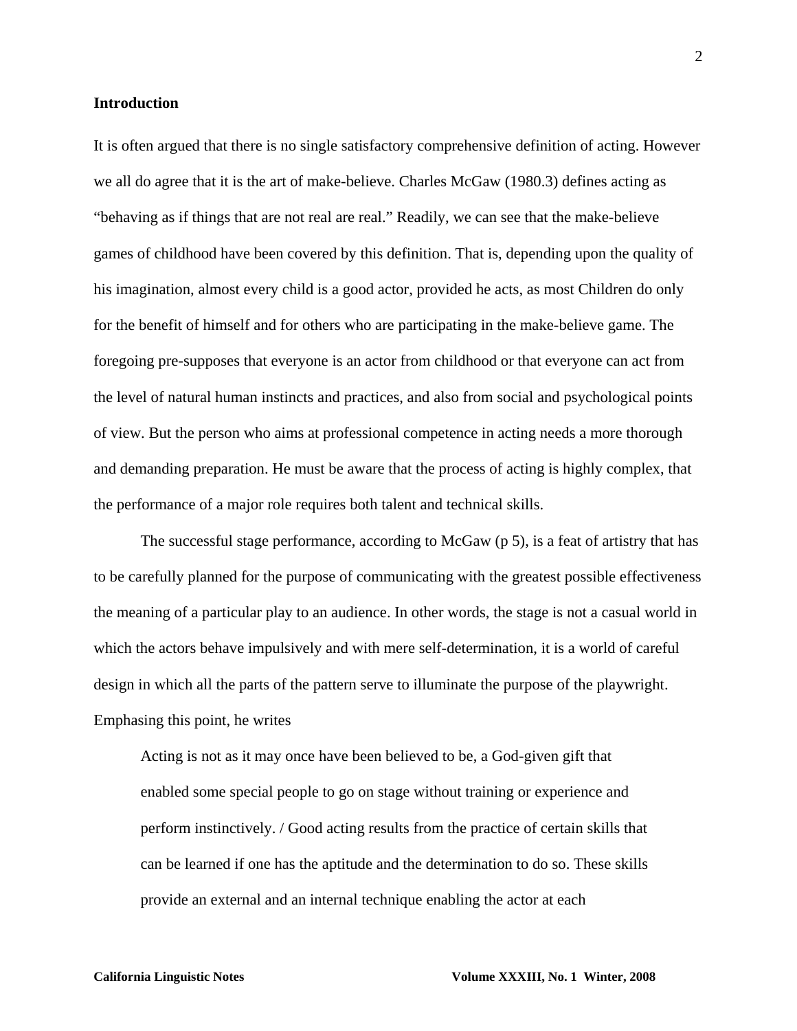## Introduction

It is often argued that there is no single satisfactory comprehensive definition of acting. However we all do agree that it is the art of make-believe. Charles McGaw (1980.3) defines acting as "behaving as if things that are not real are real." Readily, we can see that the make-believe games of childhood have been covered by this definition. That is, depending upon the quality of his imagination, almost every child is a good actor, provided he acts, as most Children do only for the benefit of himself and for others who are participating in the make-believe game. The foregoing pre-supposes that everyone is an actor from childhood or that everyone can act from the level of natural human instincts and practices, and also from social and psychological points of view. But the person who aims at professional competence in acting needs a more thorough and demanding preparation. He must be aware that the process of acting is highly complex, that the performance of a major role requires both talent and technical skills.

The successful stage performance, according to McGaw (p 5), is a feat of artistry that has to be carefully planned for the purpose of communicating with the greatest possible effectiveness the meaning of a particular play to an audience. In other words, the stage is not a casual world in which the actors behave impulsively and with mere self-determination, it is a world of careful design in which all the parts of the pattern serve to illuminate the purpose of the playwright. Emphasing this point, he writes

> Acting is not as it may once have been believed to be, a God-given gift that enabled some special people to go on stage without training or experience and perform instinctively. / Good acting results from the practice of certain skills that can be learned if one has the aptitude and the determination to do so. These skills provide an external and an internal technique enabling the actor at each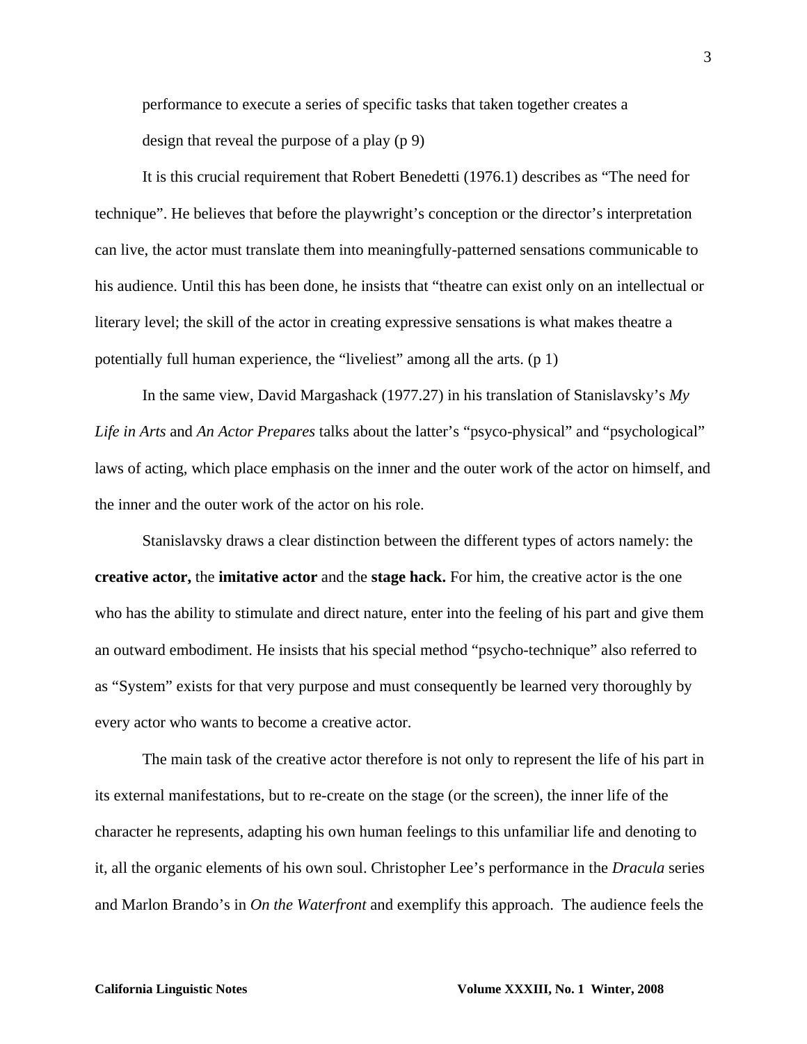performance to execute a series of specific tasks that taken together creates a design that reveal the purpose of a play (p 9)

It is this crucial requirement that Robert Benedetti (1976.1) describes as "The need for technique". He believes that before the playwright's conception or the director's interpretation can live, the actor must translate them into meaningfully-patterned sensations communicable to his audience. Until this has been done, he insists that "theatre can exist only on an intellectual or literary level; the skill of the actor in creating expressive sensations is what makes theatre a potentially full human experience, the "liveliest" among all the arts. (p 1)

In the same view, David Margashack (1977.27) in his translation of Stanislavsky's *My Life in Arts* and *An Actor Prepares* talks about the latter's "psyco-physical" and "psychological" laws of acting, which place emphasis on the inner and the outer work of the actor on himself, and the inner and the outer work of the actor on his role.

Stanislavsky draws a clear distinction between the different types of actors namely: the **creative actor,** the **imitative actor** and the **stage hack.** For him, the creative actor is the one who has the ability to stimulate and direct nature, enter into the feeling of his part and give them an outward embodiment. He insists that his special method "psycho-technique" also referred to as "System" exists for that very purpose and must consequently be learned very thoroughly by every actor who wants to become a creative actor.

The main task of the creative actor therefore is not only to represent the life of his part in its external manifestations, but to re-create on the stage (or the screen), the inner life of the character he represents, adapting his own human feelings to this unfamiliar life and denoting to it, all the organic elements of his own soul. Christopher Lee's performance in the *Dracula* series and Marlon Brando's in *On the Waterfront* and exemplify this approach. The audience feels the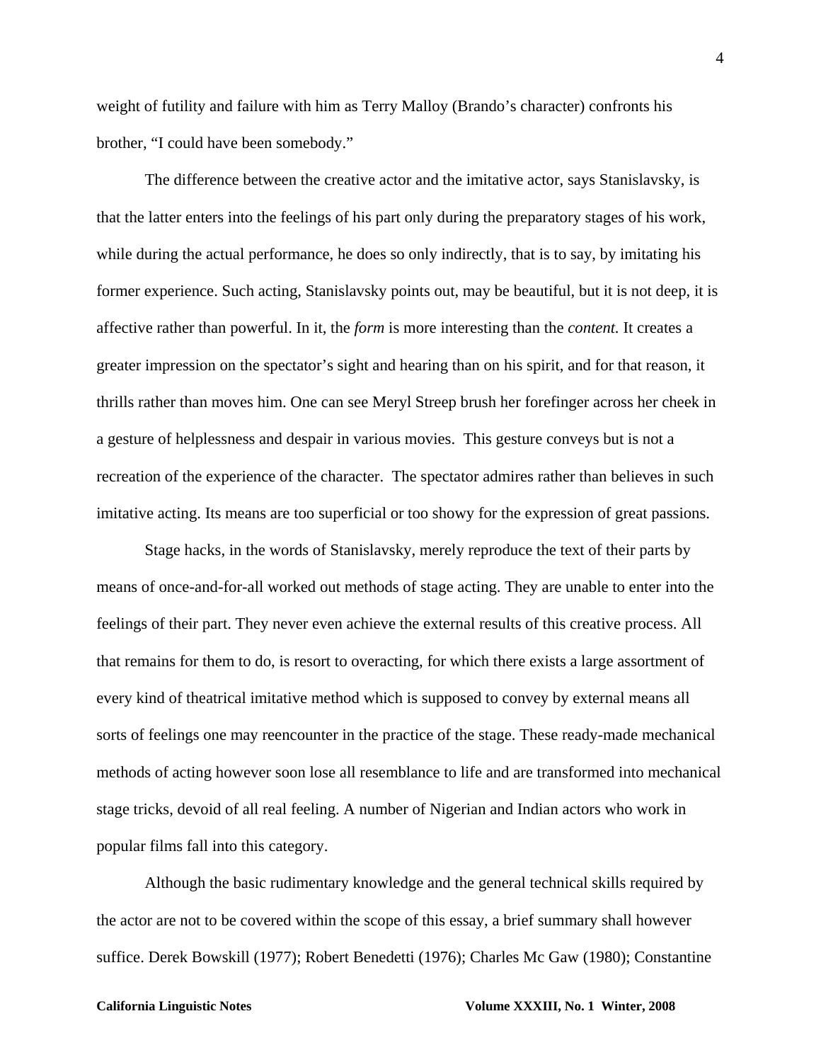weight of futility and failure with him as Terry Malloy (Brando's character) confronts his brother, "I could have been somebody."

The difference between the creative actor and the imitative actor, says Stanislavsky, is that the latter enters into the feelings of his part only during the preparatory stages of his work, while during the actual performance, he does so only indirectly, that is to say, by imitating his former experience. Such acting, Stanislavsky points out, may be beautiful, but it is not deep, it is affective rather than powerful. In it, the *form* is more interesting than the *content.* It creates a greater impression on the spectator's sight and hearing than on his spirit, and for that reason, it thrills rather than moves him. One can see Meryl Streep brush her forefinger across her cheek in a gesture of helplessness and despair in various movies. This gesture conveys but is not a recreation of the experience of the character. The spectator admires rather than believes in such imitative acting. Its means are too superficial or too showy for the expression of great passions.

Stage hacks, in the words of Stanislavsky, merely reproduce the text of their parts by means of once-and-for-all worked out methods of stage acting. They are unable to enter into the feelings of their part. They never even achieve the external results of this creative process. All that remains for them to do, is resort to overacting, for which there exists a large assortment of every kind of theatrical imitative method which is supposed to convey by external means all sorts of feelings one may reencounter in the practice of the stage. These ready-made mechanical methods of acting however soon lose all resemblance to life and are transformed into mechanical stage tricks, devoid of all real feeling. A number of Nigerian and Indian actors who work in popular films fall into this category.

Although the basic rudimentary knowledge and the general technical skills required by the actor are not to be covered within the scope of this essay, a brief summary shall however suffice. Derek Bowskill (1977); Robert Benedetti (1976); Charles Mc Gaw (1980); Constantine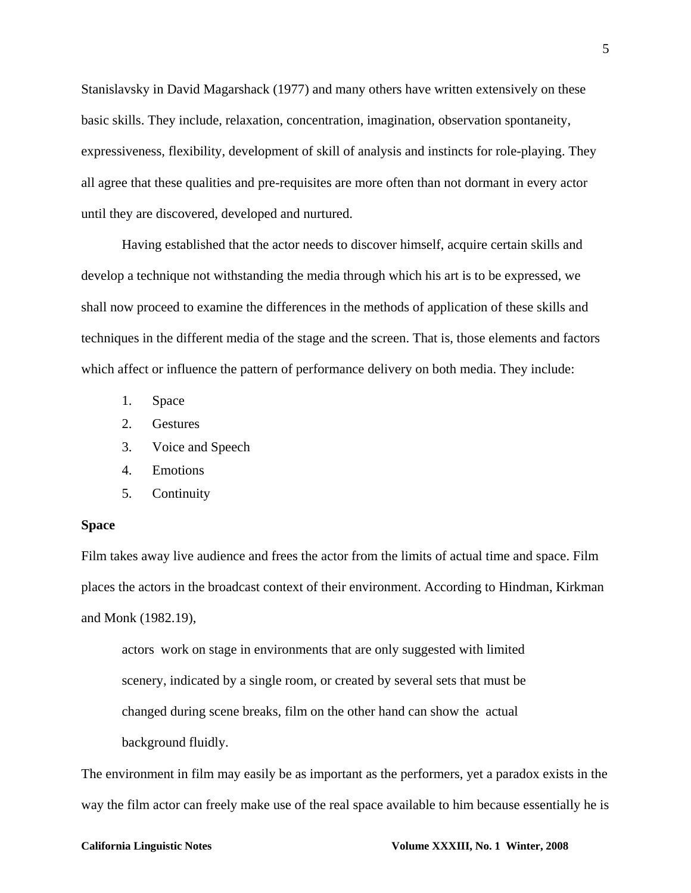Stanislavsky in David Magarshack (1977) and many others have written extensively on these basic skills. They include, relaxation, concentration, imagination, observation spontaneity, expressiveness, flexibility, development of skill of analysis and instincts for role-playing. They all agree that these qualities and pre-requisites are more often than not dormant in every actor until they are discovered, developed and nurtured.

Having established that the actor needs to discover himself, acquire certain skills and develop a technique not withstanding the media through which his art is to be expressed, we shall now proceed to examine the differences in the methods of application of these skills and techniques in the different media of the stage and the screen. That is, those elements and factors which affect or influence the pattern of performance delivery on both media. They include:

1. Space
2. Gestures
3. Voice and Speech
4. Emotions
5. Continuity

**Space**

Film takes away live audience and frees the actor from the limits of actual time and space. Film places the actors in the broadcast context of their environment. According to Hindman, Kirkman and Monk (1982.19),

> actors work on stage in environments that are only suggested with limited scenery, indicated by a single room, or created by several sets that must be changed during scene breaks, film on the other hand can show the actual background fluidly.

The environment in film may easily be as important as the performers, yet a paradox exists in the way the film actor can freely make use of the real space available to him because essentially he is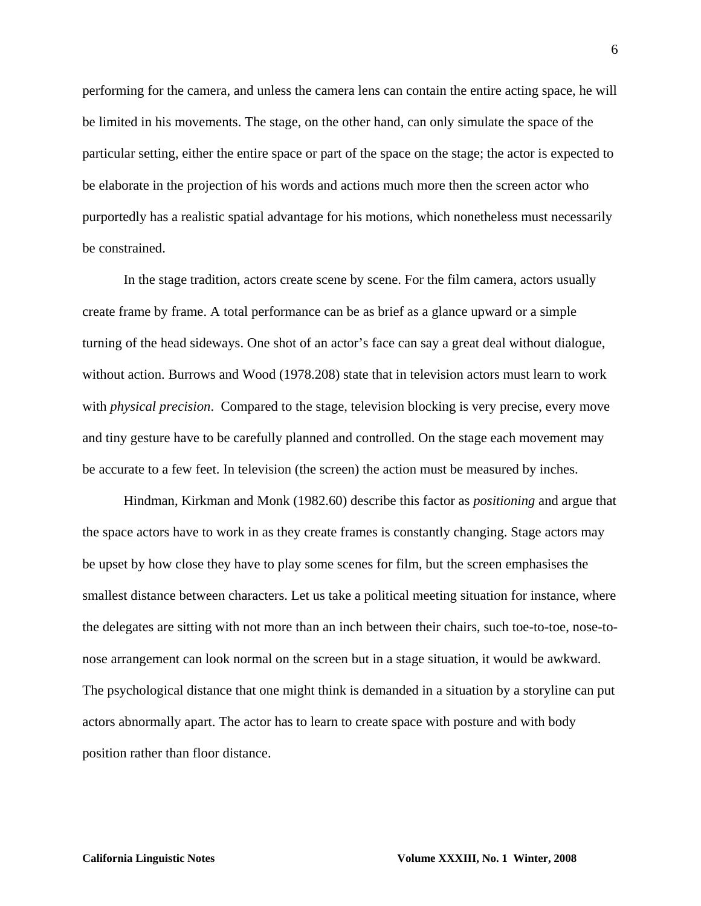performing for the camera, and unless the camera lens can contain the entire acting space, he will be limited in his movements. The stage, on the other hand, can only simulate the space of the particular setting, either the entire space or part of the space on the stage; the actor is expected to be elaborate in the projection of his words and actions much more then the screen actor who purportedly has a realistic spatial advantage for his motions, which nonetheless must necessarily be constrained.

In the stage tradition, actors create scene by scene. For the film camera, actors usually create frame by frame. A total performance can be as brief as a glance upward or a simple turning of the head sideways. One shot of an actor's face can say a great deal without dialogue, without action. Burrows and Wood (1978.208) state that in television actors must learn to work with *physical precision*. Compared to the stage, television blocking is very precise, every move and tiny gesture have to be carefully planned and controlled. On the stage each movement may be accurate to a few feet. In television (the screen) the action must be measured by inches.

Hindman, Kirkman and Monk (1982.60) describe this factor as *positioning* and argue that the space actors have to work in as they create frames is constantly changing. Stage actors may be upset by how close they have to play some scenes for film, but the screen emphasises the smallest distance between characters. Let us take a political meeting situation for instance, where the delegates are sitting with not more than an inch between their chairs, such toe-to-toe, nose-to-nose arrangement can look normal on the screen but in a stage situation, it would be awkward. The psychological distance that one might think is demanded in a situation by a storyline can put actors abnormally apart. The actor has to learn to create space with posture and with body position rather than floor distance.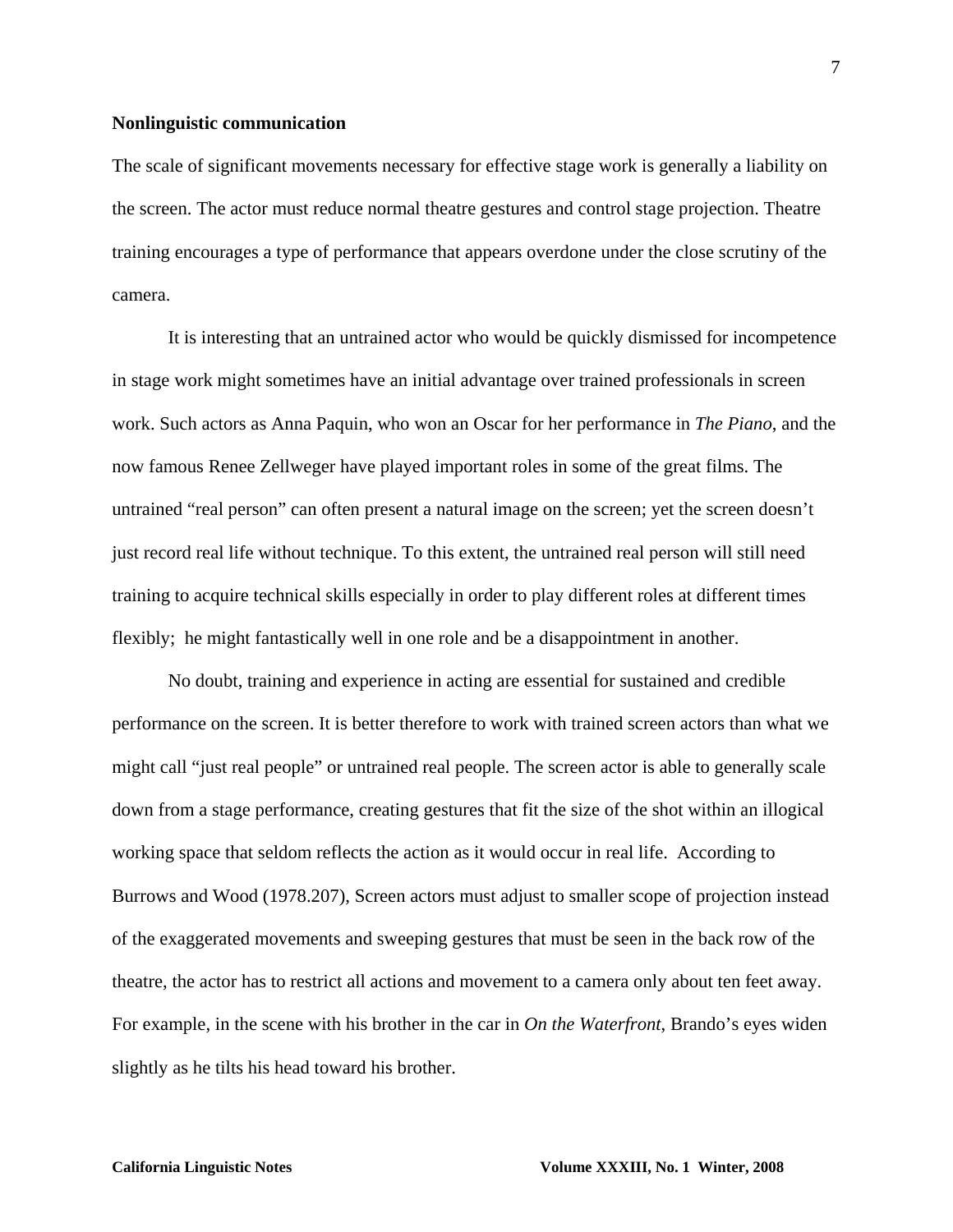**Nonlinguistic communication**

The scale of significant movements necessary for effective stage work is generally a liability on the screen. The actor must reduce normal theatre gestures and control stage projection. Theatre training encourages a type of performance that appears overdone under the close scrutiny of the camera.

It is interesting that an untrained actor who would be quickly dismissed for incompetence in stage work might sometimes have an initial advantage over trained professionals in screen work. Such actors as Anna Paquin, who won an Oscar for her performance in *The Piano*, and the now famous Renee Zellweger have played important roles in some of the great films. The untrained "real person" can often present a natural image on the screen; yet the screen doesn't just record real life without technique. To this extent, the untrained real person will still need training to acquire technical skills especially in order to play different roles at different times flexibly;  he might fantastically well in one role and be a disappointment in another.

No doubt, training and experience in acting are essential for sustained and credible performance on the screen. It is better therefore to work with trained screen actors than what we might call "just real people" or untrained real people. The screen actor is able to generally scale down from a stage performance, creating gestures that fit the size of the shot within an illogical working space that seldom reflects the action as it would occur in real life.  According to Burrows and Wood (1978.207), Screen actors must adjust to smaller scope of projection instead of the exaggerated movements and sweeping gestures that must be seen in the back row of the theatre, the actor has to restrict all actions and movement to a camera only about ten feet away. For example, in the scene with his brother in the car in *On the Waterfront*, Brando's eyes widen slightly as he tilts his head toward his brother.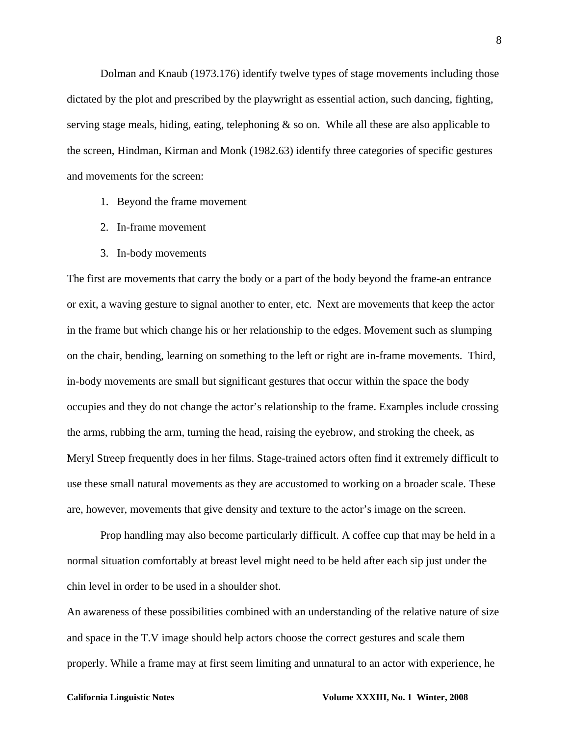Dolman and Knaub (1973.176) identify twelve types of stage movements including those dictated by the plot and prescribed by the playwright as essential action, such dancing, fighting, serving stage meals, hiding, eating, telephoning & so on. While all these are also applicable to the screen, Hindman, Kirman and Monk (1982.63) identify three categories of specific gestures and movements for the screen:

1. Beyond the frame movement
2. In-frame movement
3. In-body movements

The first are movements that carry the body or a part of the body beyond the frame-an entrance or exit, a waving gesture to signal another to enter, etc. Next are movements that keep the actor in the frame but which change his or her relationship to the edges. Movement such as slumping on the chair, bending, learning on something to the left or right are in-frame movements. Third, in-body movements are small but significant gestures that occur within the space the body occupies and they do not change the actor's relationship to the frame. Examples include crossing the arms, rubbing the arm, turning the head, raising the eyebrow, and stroking the cheek, as Meryl Streep frequently does in her films. Stage-trained actors often find it extremely difficult to use these small natural movements as they are accustomed to working on a broader scale. These are, however, movements that give density and texture to the actor's image on the screen.

Prop handling may also become particularly difficult. A coffee cup that may be held in a normal situation comfortably at breast level might need to be held after each sip just under the chin level in order to be used in a shoulder shot.

An awareness of these possibilities combined with an understanding of the relative nature of size and space in the T.V image should help actors choose the correct gestures and scale them properly. While a frame may at first seem limiting and unnatural to an actor with experience, he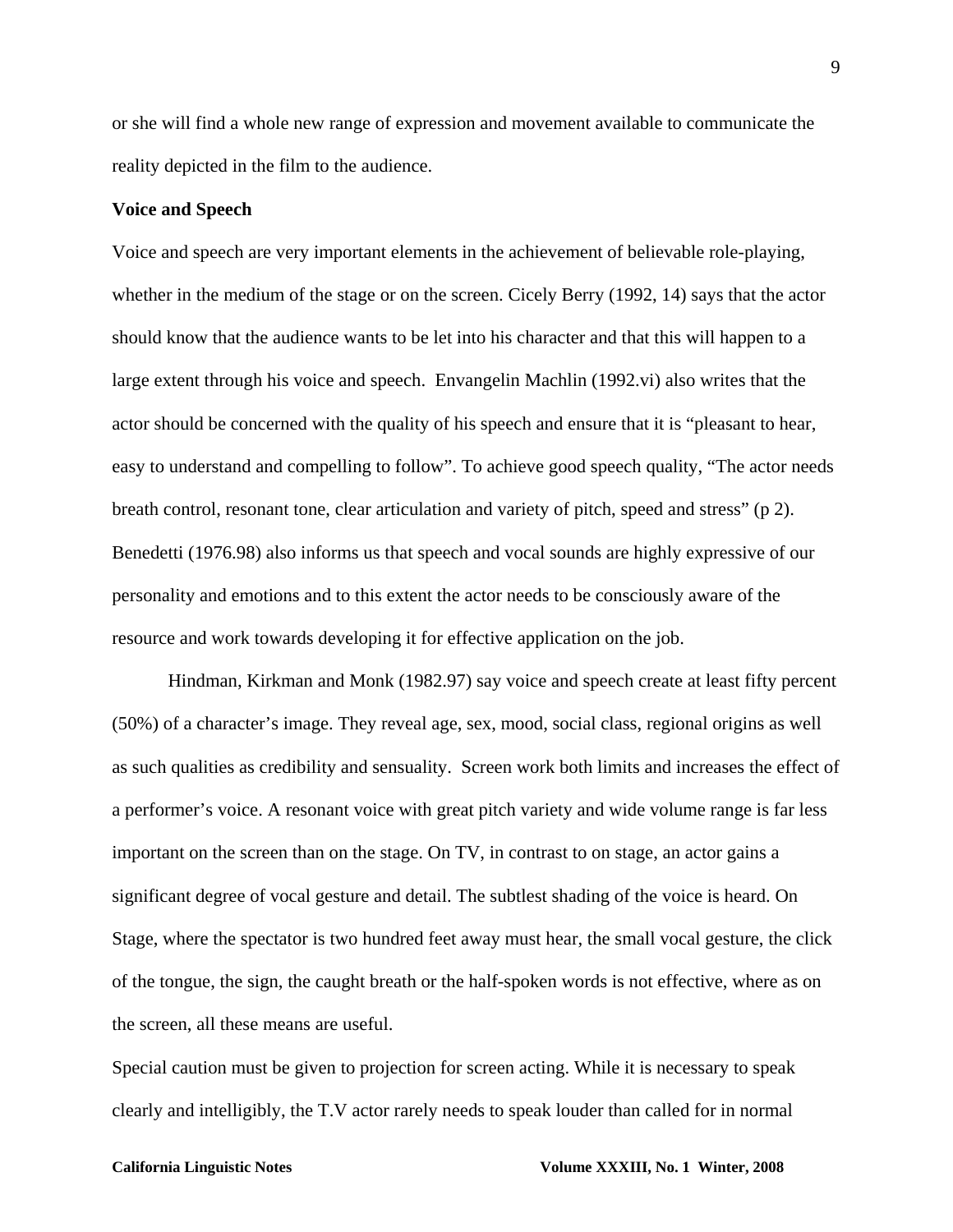or she will find a whole new range of expression and movement available to communicate the reality depicted in the film to the audience.

**Voice and Speech**

Voice and speech are very important elements in the achievement of believable role-playing, whether in the medium of the stage or on the screen. Cicely Berry (1992, 14) says that the actor should know that the audience wants to be let into his character and that this will happen to a large extent through his voice and speech. Envangelin Machlin (1992.vi) also writes that the actor should be concerned with the quality of his speech and ensure that it is "pleasant to hear, easy to understand and compelling to follow". To achieve good speech quality, "The actor needs breath control, resonant tone, clear articulation and variety of pitch, speed and stress" (p 2). Benedetti (1976.98) also informs us that speech and vocal sounds are highly expressive of our personality and emotions and to this extent the actor needs to be consciously aware of the resource and work towards developing it for effective application on the job.

Hindman, Kirkman and Monk (1982.97) say voice and speech create at least fifty percent (50%) of a character's image. They reveal age, sex, mood, social class, regional origins as well as such qualities as credibility and sensuality. Screen work both limits and increases the effect of a performer's voice. A resonant voice with great pitch variety and wide volume range is far less important on the screen than on the stage. On TV, in contrast to on stage, an actor gains a significant degree of vocal gesture and detail. The subtlest shading of the voice is heard. On Stage, where the spectator is two hundred feet away must hear, the small vocal gesture, the click of the tongue, the sign, the caught breath or the half-spoken words is not effective, where as on the screen, all these means are useful.

Special caution must be given to projection for screen acting. While it is necessary to speak clearly and intelligibly, the T.V actor rarely needs to speak louder than called for in normal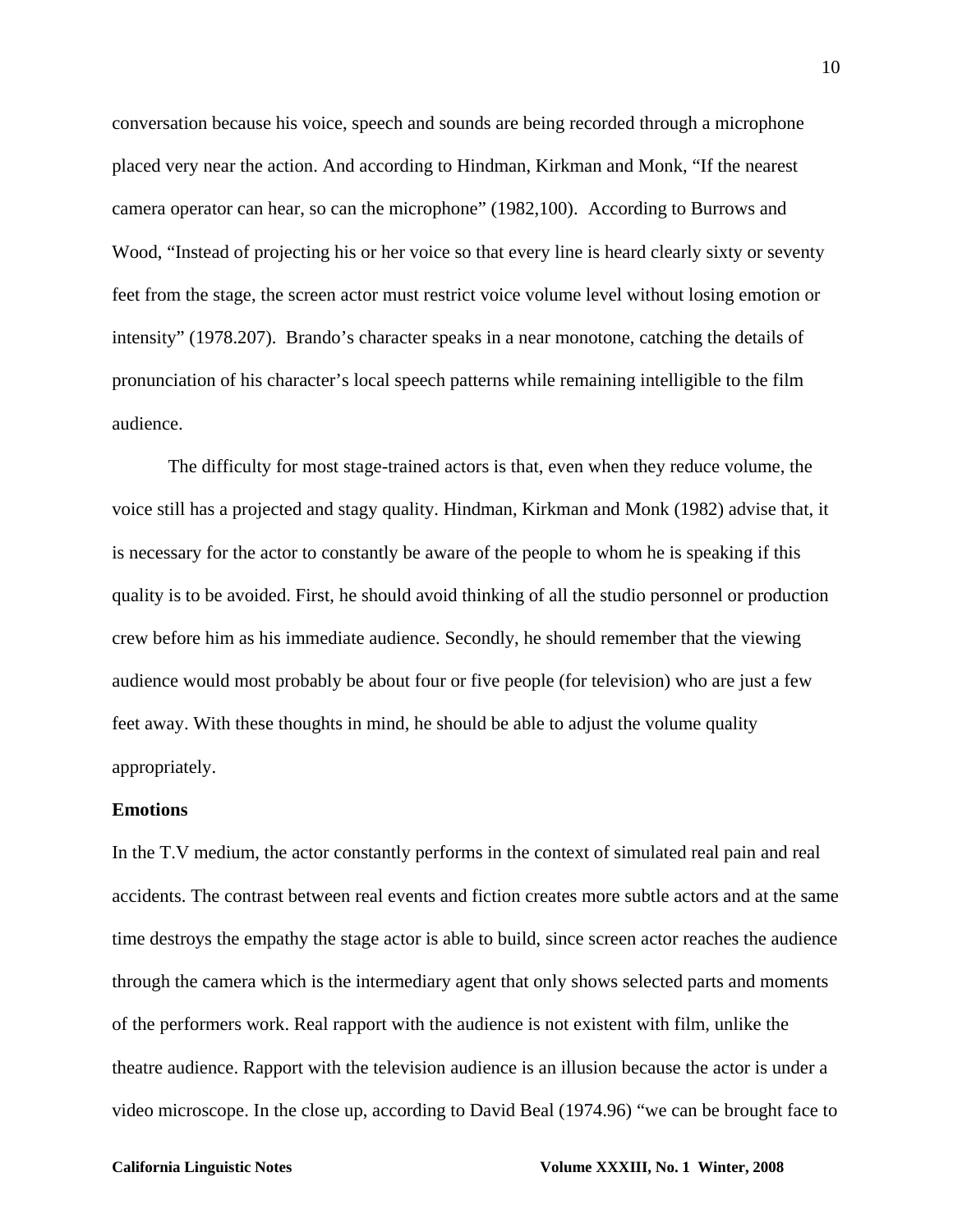conversation because his voice, speech and sounds are being recorded through a microphone placed very near the action. And according to Hindman, Kirkman and Monk, "If the nearest camera operator can hear, so can the microphone" (1982,100). According to Burrows and Wood, "Instead of projecting his or her voice so that every line is heard clearly sixty or seventy feet from the stage, the screen actor must restrict voice volume level without losing emotion or intensity" (1978.207). Brando's character speaks in a near monotone, catching the details of pronunciation of his character's local speech patterns while remaining intelligible to the film audience.

The difficulty for most stage-trained actors is that, even when they reduce volume, the voice still has a projected and stagy quality. Hindman, Kirkman and Monk (1982) advise that, it is necessary for the actor to constantly be aware of the people to whom he is speaking if this quality is to be avoided. First, he should avoid thinking of all the studio personnel or production crew before him as his immediate audience. Secondly, he should remember that the viewing audience would most probably be about four or five people (for television) who are just a few feet away. With these thoughts in mind, he should be able to adjust the volume quality appropriately.

**Emotions**

In the T.V medium, the actor constantly performs in the context of simulated real pain and real accidents. The contrast between real events and fiction creates more subtle actors and at the same time destroys the empathy the stage actor is able to build, since screen actor reaches the audience through the camera which is the intermediary agent that only shows selected parts and moments of the performers work. Real rapport with the audience is not existent with film, unlike the theatre audience. Rapport with the television audience is an illusion because the actor is under a video microscope. In the close up, according to David Beal (1974.96) "we can be brought face to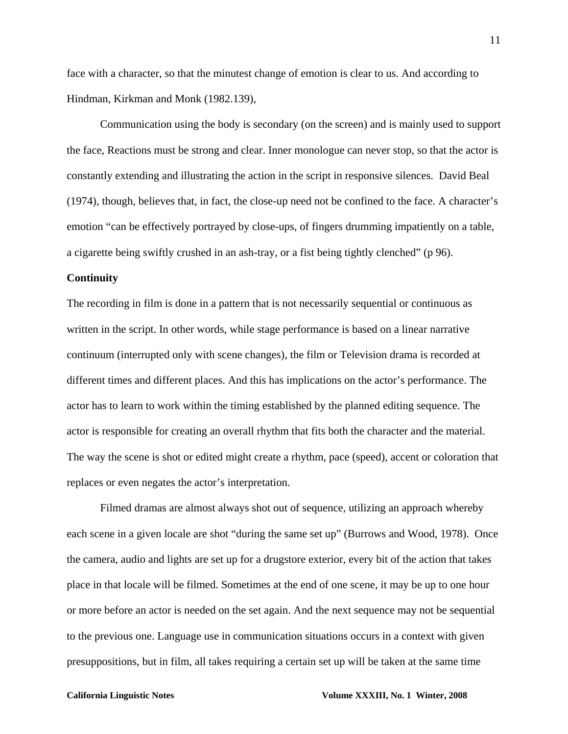face with a character, so that the minutest change of emotion is clear to us. And according to Hindman, Kirkman and Monk (1982.139),

Communication using the body is secondary (on the screen) and is mainly used to support the face, Reactions must be strong and clear. Inner monologue can never stop, so that the actor is constantly extending and illustrating the action in the script in responsive silences. David Beal (1974), though, believes that, in fact, the close-up need not be confined to the face. A character's emotion "can be effectively portrayed by close-ups, of fingers drumming impatiently on a table, a cigarette being swiftly crushed in an ash-tray, or a fist being tightly clenched" (p 96).

**Continuity**

The recording in film is done in a pattern that is not necessarily sequential or continuous as written in the script. In other words, while stage performance is based on a linear narrative continuum (interrupted only with scene changes), the film or Television drama is recorded at different times and different places. And this has implications on the actor's performance. The actor has to learn to work within the timing established by the planned editing sequence. The actor is responsible for creating an overall rhythm that fits both the character and the material. The way the scene is shot or edited might create a rhythm, pace (speed), accent or coloration that replaces or even negates the actor's interpretation.

Filmed dramas are almost always shot out of sequence, utilizing an approach whereby each scene in a given locale are shot "during the same set up" (Burrows and Wood, 1978). Once the camera, audio and lights are set up for a drugstore exterior, every bit of the action that takes place in that locale will be filmed. Sometimes at the end of one scene, it may be up to one hour or more before an actor is needed on the set again. And the next sequence may not be sequential to the previous one. Language use in communication situations occurs in a context with given presuppositions, but in film, all takes requiring a certain set up will be taken at the same time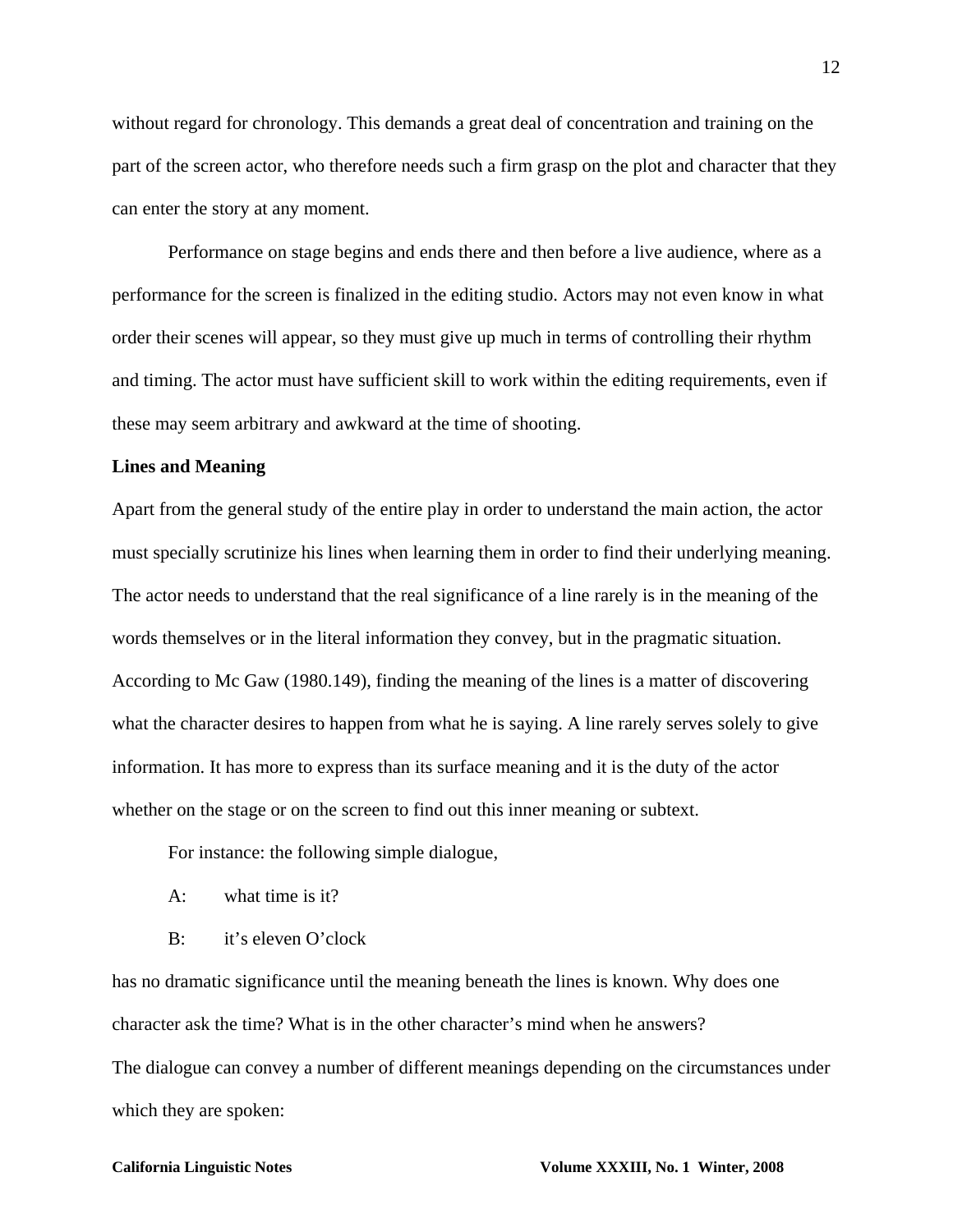without regard for chronology. This demands a great deal of concentration and training on the part of the screen actor, who therefore needs such a firm grasp on the plot and character that they can enter the story at any moment.

Performance on stage begins and ends there and then before a live audience, where as a performance for the screen is finalized in the editing studio. Actors may not even know in what order their scenes will appear, so they must give up much in terms of controlling their rhythm and timing. The actor must have sufficient skill to work within the editing requirements, even if these may seem arbitrary and awkward at the time of shooting.

**Lines and Meaning**

Apart from the general study of the entire play in order to understand the main action, the actor must specially scrutinize his lines when learning them in order to find their underlying meaning. The actor needs to understand that the real significance of a line rarely is in the meaning of the words themselves or in the literal information they convey, but in the pragmatic situation. According to Mc Gaw (1980.149), finding the meaning of the lines is a matter of discovering what the character desires to happen from what he is saying. A line rarely serves solely to give information. It has more to express than its surface meaning and it is the duty of the actor whether on the stage or on the screen to find out this inner meaning or subtext.

For instance: the following simple dialogue,

A: what time is it?

B: it's eleven O'clock

has no dramatic significance until the meaning beneath the lines is known. Why does one character ask the time? What is in the other character's mind when he answers?

The dialogue can convey a number of different meanings depending on the circumstances under which they are spoken: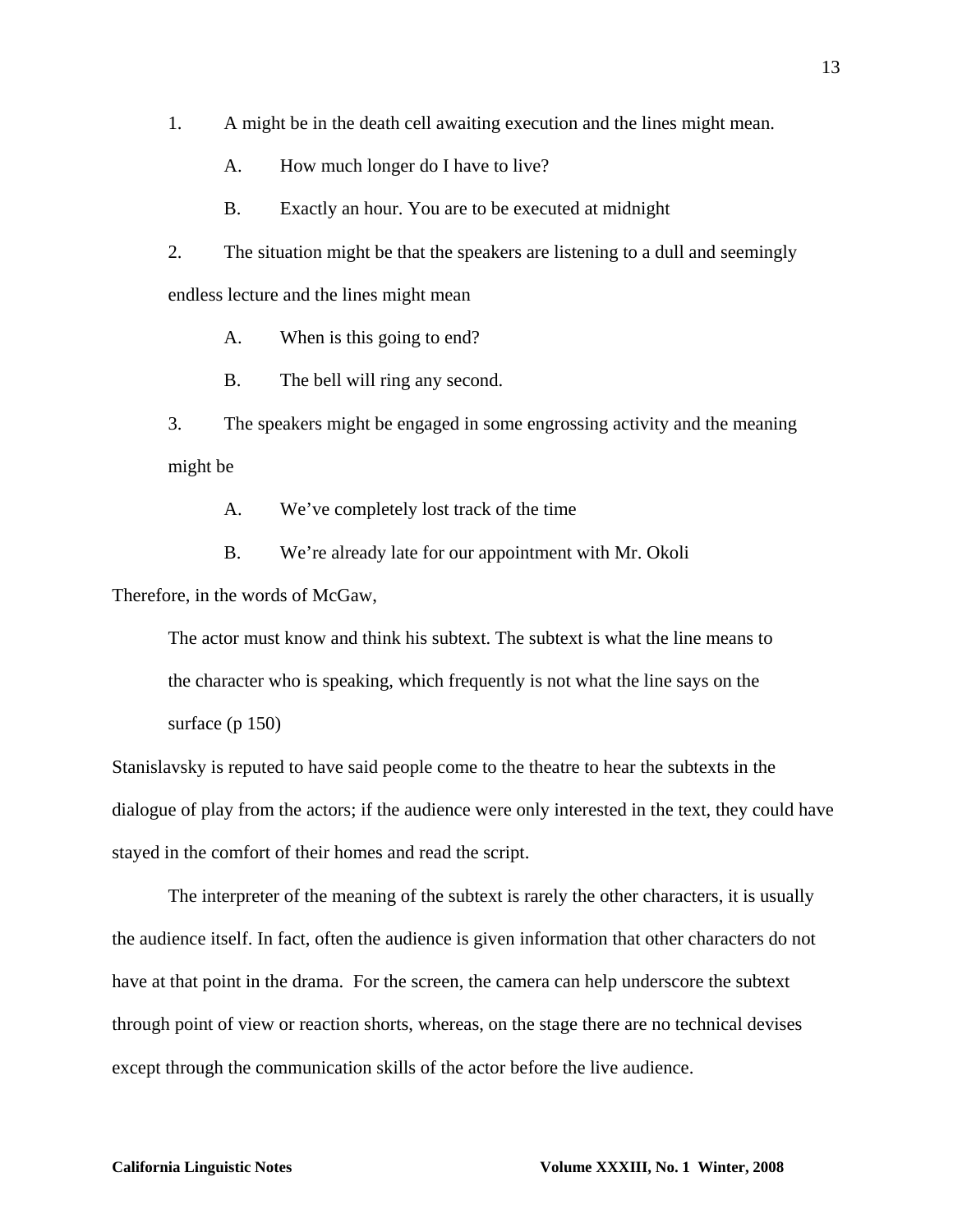1. A might be in the death cell awaiting execution and the lines might mean.

    A. How much longer do I have to live?

    B. Exactly an hour. You are to be executed at midnight

2. The situation might be that the speakers are listening to a dull and seemingly endless lecture and the lines might mean

    A. When is this going to end?

    B. The bell will ring any second.

3. The speakers might be engaged in some engrossing activity and the meaning might be

    A. We've completely lost track of the time

    B. We're already late for our appointment with Mr. Okoli

Therefore, in the words of McGaw,

> The actor must know and think his subtext. The subtext is what the line means to the character who is speaking, which frequently is not what the line says on the surface (p 150)

Stanislavsky is reputed to have said people come to the theatre to hear the subtexts in the dialogue of play from the actors; if the audience were only interested in the text, they could have stayed in the comfort of their homes and read the script.

The interpreter of the meaning of the subtext is rarely the other characters, it is usually the audience itself. In fact, often the audience is given information that other characters do not have at that point in the drama. For the screen, the camera can help underscore the subtext through point of view or reaction shorts, whereas, on the stage there are no technical devises except through the communication skills of the actor before the live audience.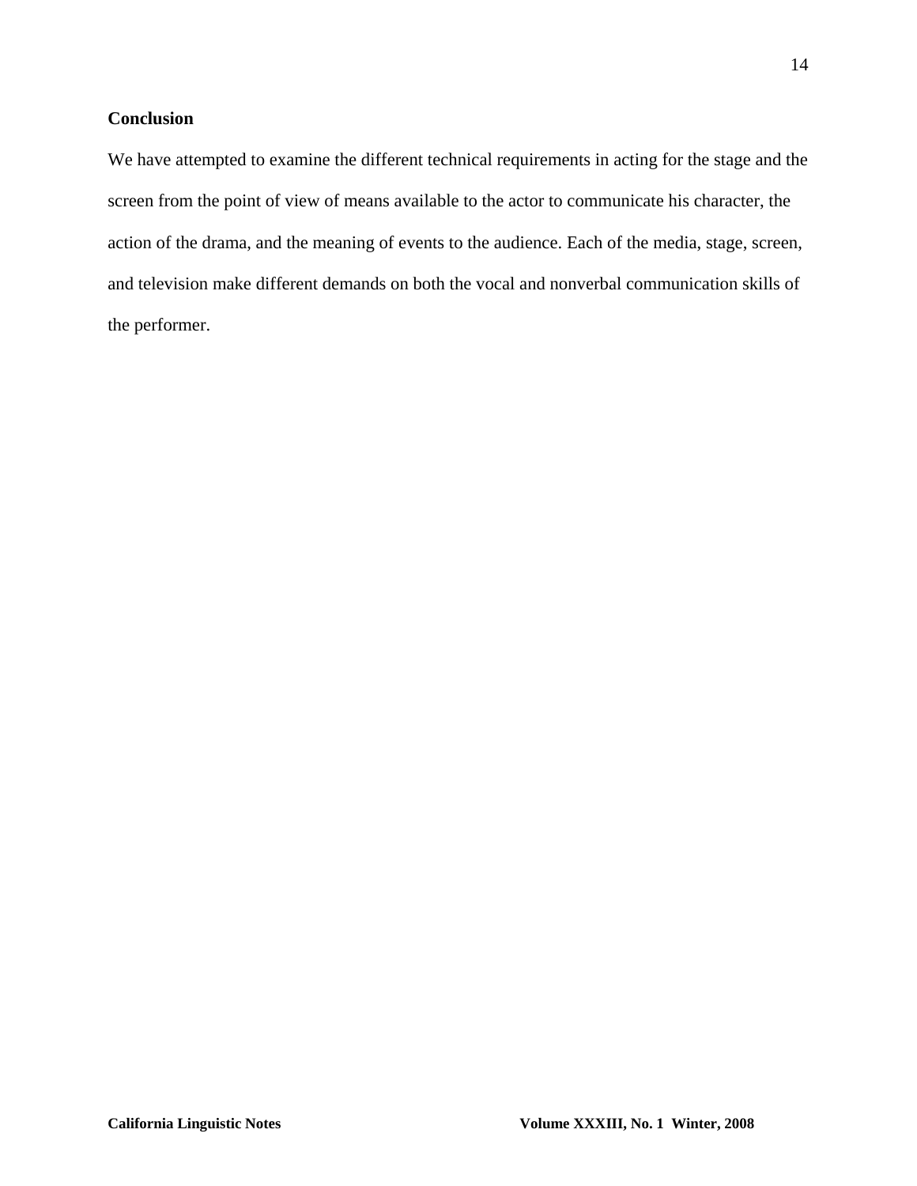## Conclusion

We have attempted to examine the different technical requirements in acting for the stage and the screen from the point of view of means available to the actor to communicate his character, the action of the drama, and the meaning of events to the audience. Each of the media, stage, screen, and television make different demands on both the vocal and nonverbal communication skills of the performer.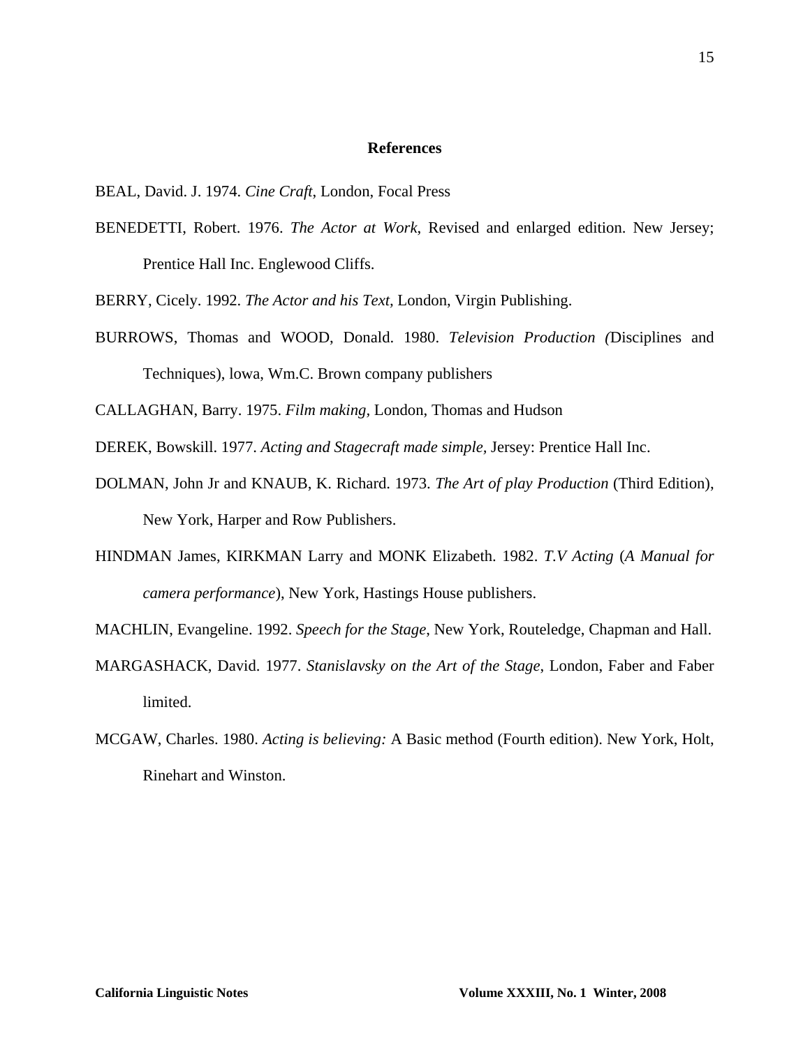# References

BEAL, David. J. 1974. *Cine Craft*, London, Focal Press

BENEDETTI, Robert. 1976. *The Actor at Work*, Revised and enlarged edition. New Jersey; Prentice Hall Inc. Englewood Cliffs.

BERRY, Cicely. 1992. *The Actor and his Text,* London, Virgin Publishing.

BURROWS, Thomas and WOOD, Donald. 1980. *Television Production (*Disciplines and Techniques), lowa, Wm.C. Brown company publishers

CALLAGHAN, Barry. 1975. *Film making,* London, Thomas and Hudson

DEREK, Bowskill. 1977. *Acting and Stagecraft made simple,* Jersey: Prentice Hall Inc.

DOLMAN, John Jr and KNAUB, K. Richard. 1973. *The Art of play Production* (Third Edition), New York, Harper and Row Publishers.

HINDMAN James, KIRKMAN Larry and MONK Elizabeth. 1982. *T.V Acting* (*A Manual for camera performance*), New York, Hastings House publishers.

MACHLIN, Evangeline. 1992. *Speech for the Stage*, New York, Routeledge, Chapman and Hall.

MARGASHACK, David. 1977. *Stanislavsky on the Art of the Stage*, London, Faber and Faber limited.

MCGAW, Charles. 1980. *Acting is believing:* A Basic method (Fourth edition). New York, Holt, Rinehart and Winston.